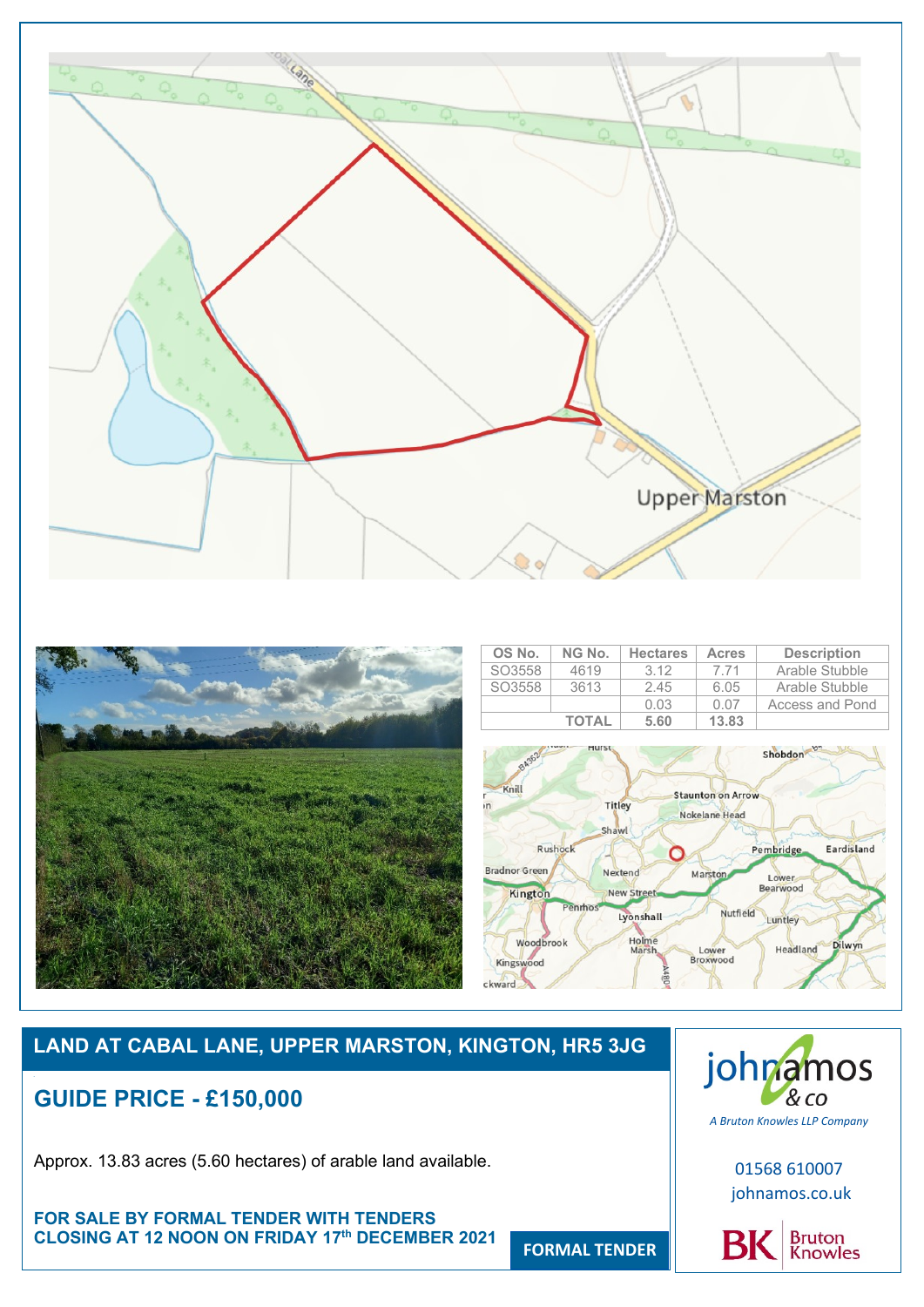| OS No. | NG No. | Hectares | Acres | Description |
|---|---|---|---|---|
| SO3558 | 4619 | 3.12 | 7.71 | Arable Stubble |
| SO3558 | 3613 | 2.45 | 6.05 | Arable Stubble |
| | | 0.03 | 0.07 | Access and Pond |
| | TOTAL | 5.60 | 13.83 | |

## LAND AT CABAL LANE, UPPER MARSTON, KINGTON, HR5 3JG

## GUIDE PRICE - £150,000

Approx. 13.83 acres (5.60 hectares) of arable land available.

**FOR SALE BY FORMAL TENDER WITH TENDERS CLOSING AT 12 NOON ON FRIDAY 17th DECEMBER 2021**

**FORMAL TENDER**

john amos & co

*A Bruton Knowles LLP Company*

01568 610007

johnamos.co.uk

BK Bruton Knowles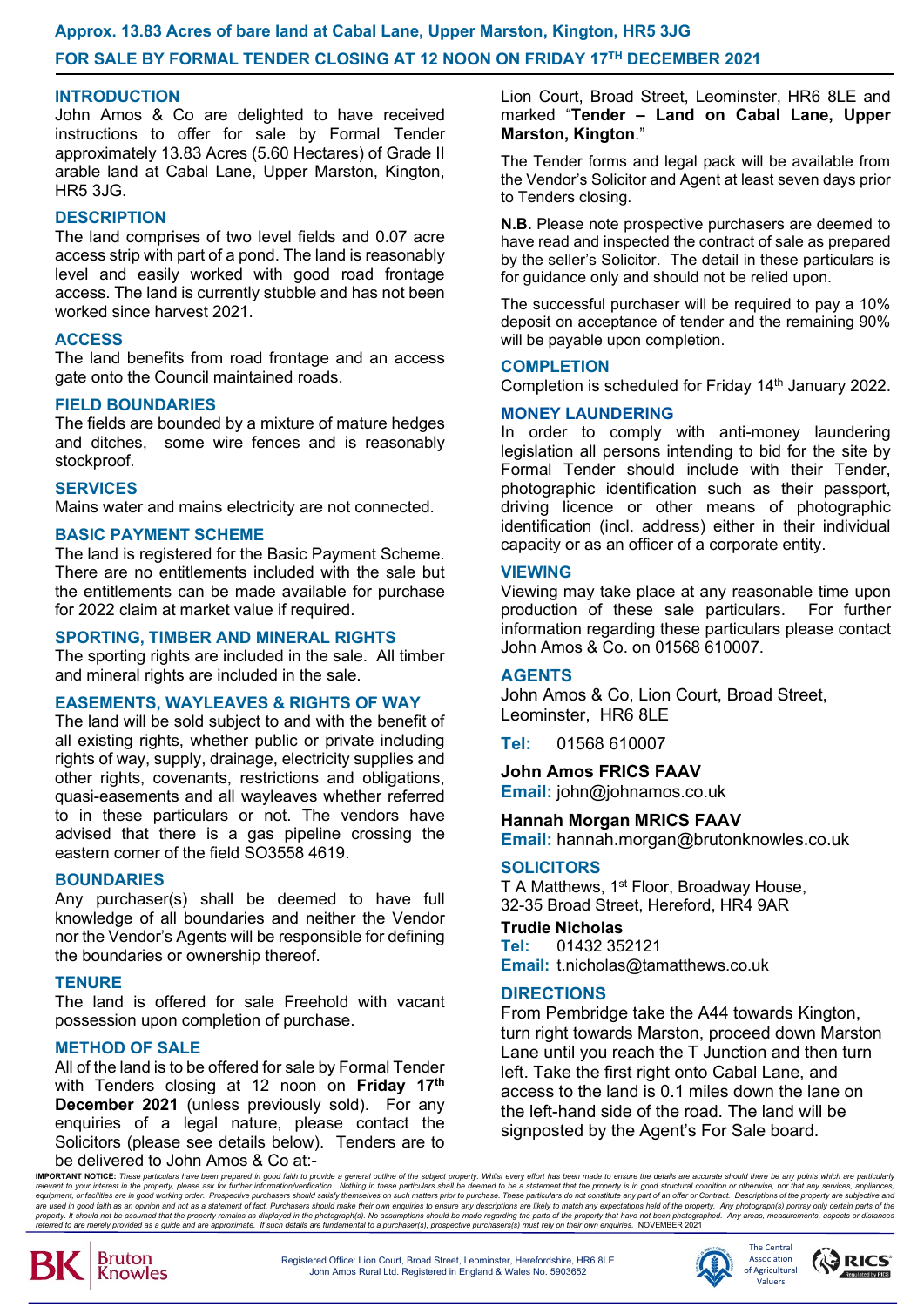# Approx. 13.83 Acres of bare land at Cabal Lane, Upper Marston, Kington, HR5 3JG

## FOR SALE BY FORMAL TENDER CLOSING AT 12 NOON ON FRIDAY 17TH DECEMBER 2021

### INTRODUCTION

John Amos & Co are delighted to have received instructions to offer for sale by Formal Tender approximately 13.83 Acres (5.60 Hectares) of Grade II arable land at Cabal Lane, Upper Marston, Kington, HR5 3JG.

### DESCRIPTION

The land comprises of two level fields and 0.07 acre access strip with part of a pond. The land is reasonably level and easily worked with good road frontage access. The land is currently stubble and has not been worked since harvest 2021.

### ACCESS

The land benefits from road frontage and an access gate onto the Council maintained roads.

### FIELD BOUNDARIES

The fields are bounded by a mixture of mature hedges and ditches, some wire fences and is reasonably stockproof.

### SERVICES

Mains water and mains electricity are not connected.

### BASIC PAYMENT SCHEME

The land is registered for the Basic Payment Scheme. There are no entitlements included with the sale but the entitlements can be made available for purchase for 2022 claim at market value if required.

### SPORTING, TIMBER AND MINERAL RIGHTS

The sporting rights are included in the sale. All timber and mineral rights are included in the sale.

### EASEMENTS, WAYLEAVES & RIGHTS OF WAY

The land will be sold subject to and with the benefit of all existing rights, whether public or private including rights of way, supply, drainage, electricity supplies and other rights, covenants, restrictions and obligations, quasi-easements and all wayleaves whether referred to in these particulars or not. The vendors have advised that there is a gas pipeline crossing the eastern corner of the field SO3558 4619.

### BOUNDARIES

Any purchaser(s) shall be deemed to have full knowledge of all boundaries and neither the Vendor nor the Vendor's Agents will be responsible for defining the boundaries or ownership thereof.

### TENURE

The land is offered for sale Freehold with vacant possession upon completion of purchase.

### METHOD OF SALE

All of the land is to be offered for sale by Formal Tender with Tenders closing at 12 noon on **Friday 17th December 2021** (unless previously sold). For any enquiries of a legal nature, please contact the Solicitors (please see details below). Tenders are to be delivered to John Amos & Co at:- Lion Court, Broad Street, Leominster, HR6 8LE and marked "**Tender – Land on Cabal Lane, Upper Marston, Kington**."

The Tender forms and legal pack will be available from the Vendor's Solicitor and Agent at least seven days prior to Tenders closing.

**N.B.** Please note prospective purchasers are deemed to have read and inspected the contract of sale as prepared by the seller's Solicitor. The detail in these particulars is for guidance only and should not be relied upon.

The successful purchaser will be required to pay a 10% deposit on acceptance of tender and the remaining 90% will be payable upon completion.

### COMPLETION

Completion is scheduled for Friday 14th January 2022.

### MONEY LAUNDERING

In order to comply with anti-money laundering legislation all persons intending to bid for the site by Formal Tender should include with their Tender, photographic identification such as their passport, driving licence or other means of photographic identification (incl. address) either in their individual capacity or as an officer of a corporate entity.

### VIEWING

Viewing may take place at any reasonable time upon production of these sale particulars. For further information regarding these particulars please contact John Amos & Co. on 01568 610007.

### AGENTS

John Amos & Co, Lion Court, Broad Street, Leominster, HR6 8LE

**Tel:** 01568 610007

**John Amos FRICS FAAV**
**Email:** john@johnamos.co.uk

**Hannah Morgan MRICS FAAV**
**Email:** hannah.morgan@brutonknowles.co.uk

### SOLICITORS

T A Matthews, 1st Floor, Broadway House, 32-35 Broad Street, Hereford, HR4 9AR

**Trudie Nicholas**
**Tel:** 01432 352121
**Email:** t.nicholas@tamatthews.co.uk

### DIRECTIONS

From Pembridge take the A44 towards Kington, turn right towards Marston, proceed down Marston Lane until you reach the T Junction and then turn left. Take the first right onto Cabal Lane, and access to the land is 0.1 miles down the lane on the left-hand side of the road. The land will be signposted by the Agent's For Sale board.

**IMPORTANT NOTICE:** *These particulars have been prepared in good faith to provide a general outline of the subject property. Whilst every effort has been made to ensure the details are accurate should there be any points which are particularly relevant to your interest in the property, please ask for further information/verification. Nothing in these particulars shall be deemed to be a statement that the property is in good structural condition or otherwise, nor that any services, appliances, equipment, or facilities are in good working order. Prospective purchasers should satisfy themselves on such matters prior to purchase. These particulars do not constitute any part of an offer or Contract. Descriptions of the property are subjective and are used in good faith as an opinion and not as a statement of fact. Purchasers should make their own enquiries to ensure any descriptions are likely to match any expectations held of the property. Any photograph(s) portray only certain parts of the property. It should not be assumed that the property remains as displayed in the photograph(s). No assumptions should be made regarding the parts of the property that have not been photographed. Any areas, measurements, aspects or distances referred to are merely provided as a guide and are approximate. If such details are fundamental to a purchaser(s), prospective purchasers(s) must rely on their own enquiries.* NOVEMBER 2021

Registered Office: Lion Court, Broad Street, Leominster, Herefordshire, HR6 8LE
John Amos Rural Ltd. Registered in England & Wales No. 5903652